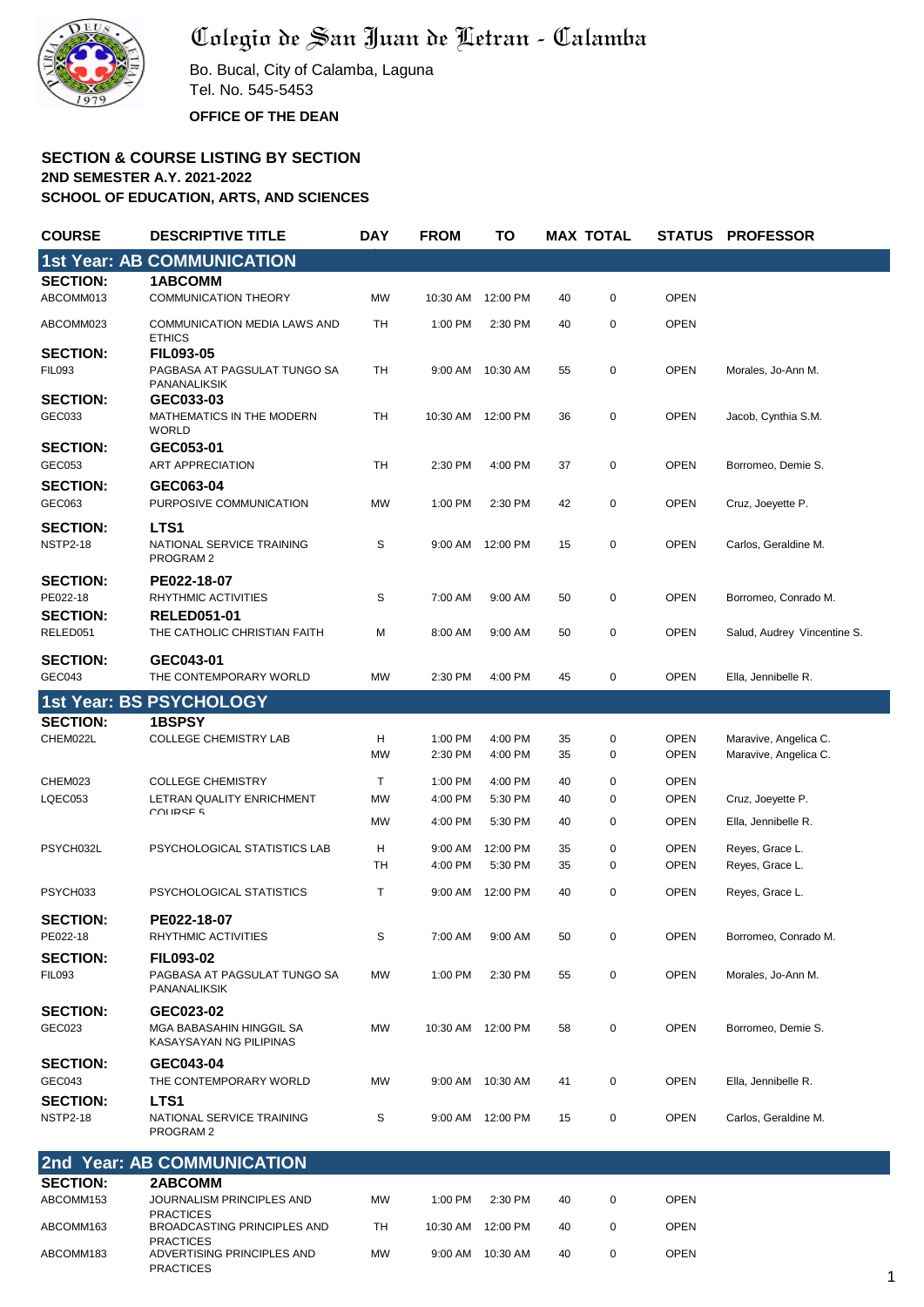# Colegio de San Juan de Letran - Calamba

Bo. Bucal, City of Calamba, Laguna
Tel. No. 545-5453

**OFFICE OF THE DEAN**

**SECTION & COURSE LISTING BY SECTION**
**2ND SEMESTER A.Y. 2021-2022**
**SCHOOL OF EDUCATION, ARTS, AND SCIENCES**

| COURSE | DESCRIPTIVE TITLE | DAY | FROM | TO | MAX | TOTAL | STATUS | PROFESSOR |
|---|---|---|---|---|---|---|---|---|
| **1st Year: AB COMMUNICATION** | | | | | | | | |
| **SECTION:** | **1ABCOMM** | | | | | | | |
| ABCOMM013 | COMMUNICATION THEORY | MW | 10:30 AM | 12:00 PM | 40 | 0 | OPEN | |
| ABCOMM023 | COMMUNICATION MEDIA LAWS AND ETHICS | TH | 1:00 PM | 2:30 PM | 40 | 0 | OPEN | |
| **SECTION:** | **FIL093-05** | | | | | | | |
| FIL093 | PAGBASA AT PAGSULAT TUNGO SA PANANALIKSIK | TH | 9:00 AM | 10:30 AM | 55 | 0 | OPEN | Morales, Jo-Ann M. |
| **SECTION:** | **GEC033-03** | | | | | | | |
| GEC033 | MATHEMATICS IN THE MODERN WORLD | TH | 10:30 AM | 12:00 PM | 36 | 0 | OPEN | Jacob, Cynthia S.M. |
| **SECTION:** | **GEC053-01** | | | | | | | |
| GEC053 | ART APPRECIATION | TH | 2:30 PM | 4:00 PM | 37 | 0 | OPEN | Borromeo, Demie S. |
| **SECTION:** | **GEC063-04** | | | | | | | |
| GEC063 | PURPOSIVE COMMUNICATION | MW | 1:00 PM | 2:30 PM | 42 | 0 | OPEN | Cruz, Joeyette P. |
| **SECTION:** | **LTS1** | | | | | | | |
| NSTP2-18 | NATIONAL SERVICE TRAINING PROGRAM 2 | S | 9:00 AM | 12:00 PM | 15 | 0 | OPEN | Carlos, Geraldine M. |
| **SECTION:** | **PE022-18-07** | | | | | | | |
| PE022-18 | RHYTHMIC ACTIVITIES | S | 7:00 AM | 9:00 AM | 50 | 0 | OPEN | Borromeo, Conrado M. |
| **SECTION:** | **RELED051-01** | | | | | | | |
| RELED051 | THE CATHOLIC CHRISTIAN FAITH | M | 8:00 AM | 9:00 AM | 50 | 0 | OPEN | Salud, Audrey Vincentine S. |
| **SECTION:** | **GEC043-01** | | | | | | | |
| GEC043 | THE CONTEMPORARY WORLD | MW | 2:30 PM | 4:00 PM | 45 | 0 | OPEN | Ella, Jennibelle R. |
| **1st Year: BS PSYCHOLOGY** | | | | | | | | |
| **SECTION:** | **1BSPSY** | | | | | | | |
| CHEM022L | COLLEGE CHEMISTRY LAB | H | 1:00 PM | 4:00 PM | 35 | 0 | OPEN | Maravive, Angelica C. |
| | | MW | 2:30 PM | 4:00 PM | 35 | 0 | OPEN | Maravive, Angelica C. |
| CHEM023 | COLLEGE CHEMISTRY | T | 1:00 PM | 4:00 PM | 40 | 0 | OPEN | |
| LQEC053 | LETRAN QUALITY ENRICHMENT COURSE 5 | MW | 4:00 PM | 5:30 PM | 40 | 0 | OPEN | Cruz, Joeyette P. |
| | | MW | 4:00 PM | 5:30 PM | 40 | 0 | OPEN | Ella, Jennibelle R. |
| PSYCH032L | PSYCHOLOGICAL STATISTICS LAB | H | 9:00 AM | 12:00 PM | 35 | 0 | OPEN | Reyes, Grace L. |
| | | TH | 4:00 PM | 5:30 PM | 35 | 0 | OPEN | Reyes, Grace L. |
| PSYCH033 | PSYCHOLOGICAL STATISTICS | T | 9:00 AM | 12:00 PM | 40 | 0 | OPEN | Reyes, Grace L. |
| **SECTION:** | **PE022-18-07** | | | | | | | |
| PE022-18 | RHYTHMIC ACTIVITIES | S | 7:00 AM | 9:00 AM | 50 | 0 | OPEN | Borromeo, Conrado M. |
| **SECTION:** | **FIL093-02** | | | | | | | |
| FIL093 | PAGBASA AT PAGSULAT TUNGO SA PANANALIKSIK | MW | 1:00 PM | 2:30 PM | 55 | 0 | OPEN | Morales, Jo-Ann M. |
| **SECTION:** | **GEC023-02** | | | | | | | |
| GEC023 | MGA BABASAHIN HINGGIL SA KASAYSAYAN NG PILIPINAS | MW | 10:30 AM | 12:00 PM | 58 | 0 | OPEN | Borromeo, Demie S. |
| **SECTION:** | **GEC043-04** | | | | | | | |
| GEC043 | THE CONTEMPORARY WORLD | MW | 9:00 AM | 10:30 AM | 41 | 0 | OPEN | Ella, Jennibelle R. |
| **SECTION:** | **LTS1** | | | | | | | |
| NSTP2-18 | NATIONAL SERVICE TRAINING PROGRAM 2 | S | 9:00 AM | 12:00 PM | 15 | 0 | OPEN | Carlos, Geraldine M. |
| **2nd Year: AB COMMUNICATION** | | | | | | | | |
| **SECTION:** | **2ABCOMM** | | | | | | | |
| ABCOMM153 | JOURNALISM PRINCIPLES AND PRACTICES | MW | 1:00 PM | 2:30 PM | 40 | 0 | OPEN | |
| ABCOMM163 | BROADCASTING PRINCIPLES AND PRACTICES | TH | 10:30 AM | 12:00 PM | 40 | 0 | OPEN | |
| ABCOMM183 | ADVERTISING PRINCIPLES AND PRACTICES | MW | 9:00 AM | 10:30 AM | 40 | 0 | OPEN | |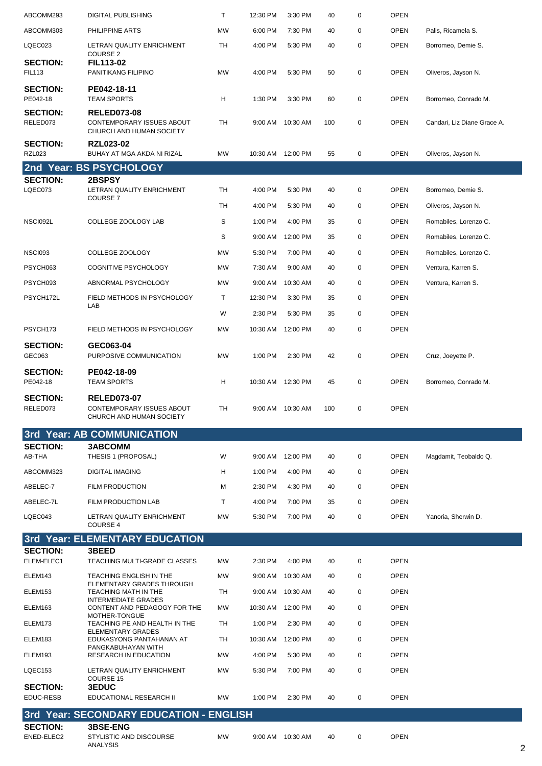| | | | | | | | | |
|---|---|---|---|---|---|---|---|---|
| ABCOMM293 | DIGITAL PUBLISHING | T | 12:30 PM | 3:30 PM | 40 | 0 | OPEN | |
| ABCOMM303 | PHILIPPINE ARTS | MW | 6:00 PM | 7:30 PM | 40 | 0 | OPEN | Palis, Ricamela S. |
| LQEC023 | LETRAN QUALITY ENRICHMENT COURSE 2 | TH | 4:00 PM | 5:30 PM | 40 | 0 | OPEN | Borromeo, Demie S. |
| **SECTION:** | **FIL113-02** | | | | | | | |
| FIL113 | PANITIKANG FILIPINO | MW | 4:00 PM | 5:30 PM | 50 | 0 | OPEN | Oliveros, Jayson N. |
| **SECTION:** | **PE042-18-11** | | | | | | | |
| PE042-18 | TEAM SPORTS | H | 1:30 PM | 3:30 PM | 60 | 0 | OPEN | Borromeo, Conrado M. |
| **SECTION:** | **RELED073-08** | | | | | | | |
| RELED073 | CONTEMPORARY ISSUES ABOUT CHURCH AND HUMAN SOCIETY | TH | 9:00 AM | 10:30 AM | 100 | 0 | OPEN | Candari, Liz Diane Grace A. |
| **SECTION:** | **RZL023-02** | | | | | | | |
| RZL023 | BUHAY AT MGA AKDA NI RIZAL | MW | 10:30 AM | 12:00 PM | 55 | 0 | OPEN | Oliveros, Jayson N. |

## 2nd Year: BS PSYCHOLOGY

| | | | | | | | | |
|---|---|---|---|---|---|---|---|---|
| **SECTION:** | **2BSPSY** | | | | | | | |
| LQEC073 | LETRAN QUALITY ENRICHMENT COURSE 7 | TH | 4:00 PM | 5:30 PM | 40 | 0 | OPEN | Borromeo, Demie S. |
| | | TH | 4:00 PM | 5:30 PM | 40 | 0 | OPEN | Oliveros, Jayson N. |
| NSCI092L | COLLEGE ZOOLOGY LAB | S | 1:00 PM | 4:00 PM | 35 | 0 | OPEN | Romabiles, Lorenzo C. |
| | | S | 9:00 AM | 12:00 PM | 35 | 0 | OPEN | Romabiles, Lorenzo C. |
| NSCI093 | COLLEGE ZOOLOGY | MW | 5:30 PM | 7:00 PM | 40 | 0 | OPEN | Romabiles, Lorenzo C. |
| PSYCH063 | COGNITIVE PSYCHOLOGY | MW | 7:30 AM | 9:00 AM | 40 | 0 | OPEN | Ventura, Karren S. |
| PSYCH093 | ABNORMAL PSYCHOLOGY | MW | 9:00 AM | 10:30 AM | 40 | 0 | OPEN | Ventura, Karren S. |
| PSYCH172L | FIELD METHODS IN PSYCHOLOGY LAB | T | 12:30 PM | 3:30 PM | 35 | 0 | OPEN | |
| | | W | 2:30 PM | 5:30 PM | 35 | 0 | OPEN | |
| PSYCH173 | FIELD METHODS IN PSYCHOLOGY | MW | 10:30 AM | 12:00 PM | 40 | 0 | OPEN | |
| **SECTION:** | **GEC063-04** | | | | | | | |
| GEC063 | PURPOSIVE COMMUNICATION | MW | 1:00 PM | 2:30 PM | 42 | 0 | OPEN | Cruz, Joeyette P. |
| **SECTION:** | **PE042-18-09** | | | | | | | |
| PE042-18 | TEAM SPORTS | H | 10:30 AM | 12:30 PM | 45 | 0 | OPEN | Borromeo, Conrado M. |
| **SECTION:** | **RELED073-07** | | | | | | | |
| RELED073 | CONTEMPORARY ISSUES ABOUT CHURCH AND HUMAN SOCIETY | TH | 9:00 AM | 10:30 AM | 100 | 0 | OPEN | |

## 3rd Year: AB COMMUNICATION

| | | | | | | | | |
|---|---|---|---|---|---|---|---|---|
| **SECTION:** | **3ABCOMM** | | | | | | | |
| AB-THA | THESIS 1 (PROPOSAL) | W | 9:00 AM | 12:00 PM | 40 | 0 | OPEN | Magdamit, Teobaldo Q. |
| ABCOMM323 | DIGITAL IMAGING | H | 1:00 PM | 4:00 PM | 40 | 0 | OPEN | |
| ABELEC-7 | FILM PRODUCTION | M | 2:30 PM | 4:30 PM | 40 | 0 | OPEN | |
| ABELEC-7L | FILM PRODUCTION LAB | T | 4:00 PM | 7:00 PM | 35 | 0 | OPEN | |
| LQEC043 | LETRAN QUALITY ENRICHMENT COURSE 4 | MW | 5:30 PM | 7:00 PM | 40 | 0 | OPEN | Yanoria, Sherwin D. |

## 3rd Year: ELEMENTARY EDUCATION

| | | | | | | | | |
|---|---|---|---|---|---|---|---|---|
| **SECTION:** | **3BEED** | | | | | | | |
| ELEM-ELEC1 | TEACHING MULTI-GRADE CLASSES | MW | 2:30 PM | 4:00 PM | 40 | 0 | OPEN | |
| ELEM143 | TEACHING ENGLISH IN THE ELEMENTARY GRADES THROUGH | MW | 9:00 AM | 10:30 AM | 40 | 0 | OPEN | |
| ELEM153 | TEACHING MATH IN THE INTERMEDIATE GRADES | TH | 9:00 AM | 10:30 AM | 40 | 0 | OPEN | |
| ELEM163 | CONTENT AND PEDAGOGY FOR THE MOTHER-TONGUE | MW | 10:30 AM | 12:00 PM | 40 | 0 | OPEN | |
| ELEM173 | TEACHING PE AND HEALTH IN THE ELEMENTARY GRADES | TH | 1:00 PM | 2:30 PM | 40 | 0 | OPEN | |
| ELEM183 | EDUKASYONG PANTAHANAN AT PANGKABUHAYAN WITH | TH | 10:30 AM | 12:00 PM | 40 | 0 | OPEN | |
| ELEM193 | RESEARCH IN EDUCATION | MW | 4:00 PM | 5:30 PM | 40 | 0 | OPEN | |
| LQEC153 | LETRAN QUALITY ENRICHMENT COURSE 15 | MW | 5:30 PM | 7:00 PM | 40 | 0 | OPEN | |
| **SECTION:** | **3EDUC** | | | | | | | |
| EDUC-RESB | EDUCATIONAL RESEARCH II | MW | 1:00 PM | 2:30 PM | 40 | 0 | OPEN | |

## 3rd Year: SECONDARY EDUCATION - ENGLISH

| | | | | | | | | |
|---|---|---|---|---|---|---|---|---|
| **SECTION:** | **3BSE-ENG** | | | | | | | |
| ENED-ELEC2 | STYLISTIC AND DISCOURSE ANALYSIS | MW | 9:00 AM | 10:30 AM | 40 | 0 | OPEN | |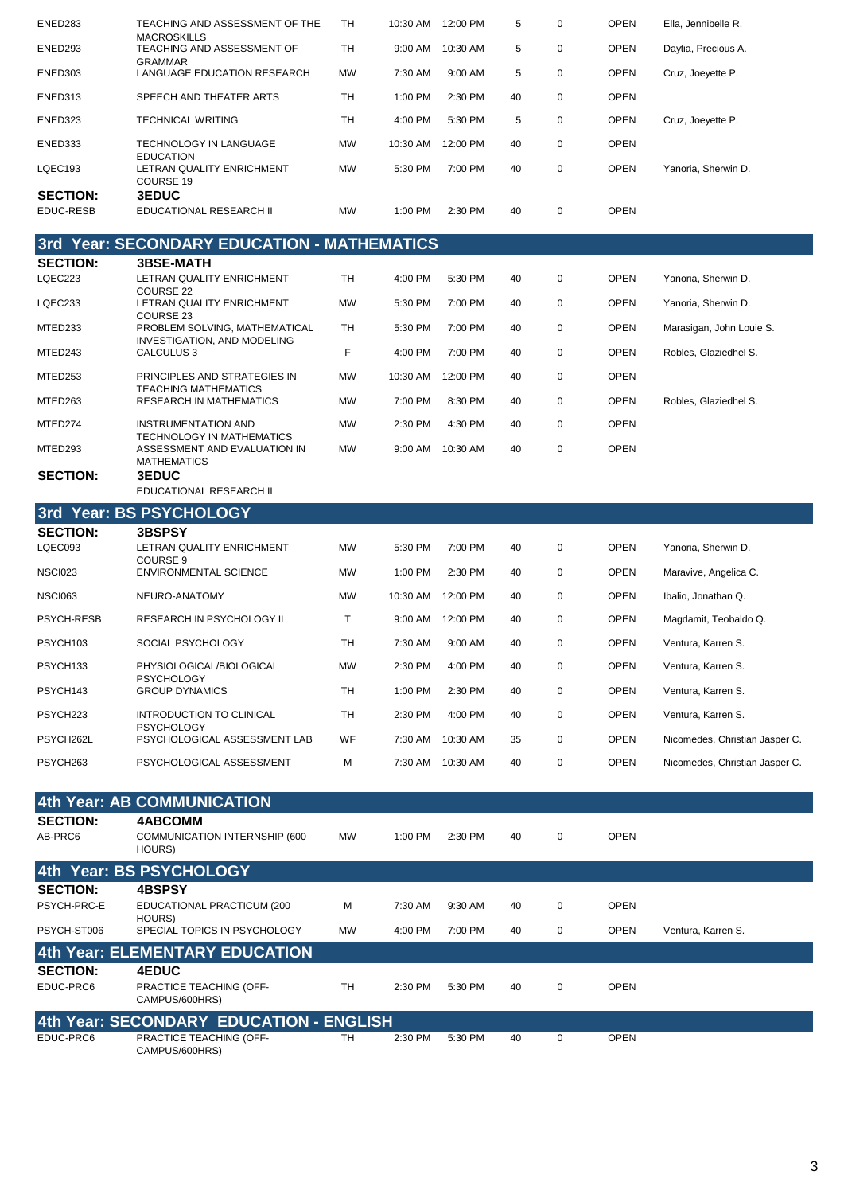| | | | | | | | | |
|---|---|---|---|---|---|---|---|---|
| ENED283 | TEACHING AND ASSESSMENT OF THE MACROSKILLS | TH | 10:30 AM | 12:00 PM | 5 | 0 | OPEN | Ella, Jennibelle R. |
| ENED293 | TEACHING AND ASSESSMENT OF GRAMMAR | TH | 9:00 AM | 10:30 AM | 5 | 0 | OPEN | Daytia, Precious A. |
| ENED303 | LANGUAGE EDUCATION RESEARCH | MW | 7:30 AM | 9:00 AM | 5 | 0 | OPEN | Cruz, Joeyette P. |
| ENED313 | SPEECH AND THEATER ARTS | TH | 1:00 PM | 2:30 PM | 40 | 0 | OPEN | |
| ENED323 | TECHNICAL WRITING | TH | 4:00 PM | 5:30 PM | 5 | 0 | OPEN | Cruz, Joeyette P. |
| ENED333 | TECHNOLOGY IN LANGUAGE EDUCATION | MW | 10:30 AM | 12:00 PM | 40 | 0 | OPEN | |
| LQEC193 | LETRAN QUALITY ENRICHMENT COURSE 19 | MW | 5:30 PM | 7:00 PM | 40 | 0 | OPEN | Yanoria, Sherwin D. |

**SECTION:** **3EDUC**

| | | | | | | | | |
|---|---|---|---|---|---|---|---|---|
| EDUC-RESB | EDUCATIONAL RESEARCH II | MW | 1:00 PM | 2:30 PM | 40 | 0 | OPEN | |

## 3rd Year: SECONDARY EDUCATION - MATHEMATICS

**SECTION:** **3BSE-MATH**

| | | | | | | | | |
|---|---|---|---|---|---|---|---|---|
| LQEC223 | LETRAN QUALITY ENRICHMENT COURSE 22 | TH | 4:00 PM | 5:30 PM | 40 | 0 | OPEN | Yanoria, Sherwin D. |
| LQEC233 | LETRAN QUALITY ENRICHMENT COURSE 23 | MW | 5:30 PM | 7:00 PM | 40 | 0 | OPEN | Yanoria, Sherwin D. |
| MTED233 | PROBLEM SOLVING, MATHEMATICAL INVESTIGATION, AND MODELING | TH | 5:30 PM | 7:00 PM | 40 | 0 | OPEN | Marasigan, John Louie S. |
| MTED243 | CALCULUS 3 | F | 4:00 PM | 7:00 PM | 40 | 0 | OPEN | Robles, Glaziedhel S. |
| MTED253 | PRINCIPLES AND STRATEGIES IN TEACHING MATHEMATICS | MW | 10:30 AM | 12:00 PM | 40 | 0 | OPEN | |
| MTED263 | RESEARCH IN MATHEMATICS | MW | 7:00 PM | 8:30 PM | 40 | 0 | OPEN | Robles, Glaziedhel S. |
| MTED274 | INSTRUMENTATION AND TECHNOLOGY IN MATHEMATICS | MW | 2:30 PM | 4:30 PM | 40 | 0 | OPEN | |
| MTED293 | ASSESSMENT AND EVALUATION IN MATHEMATICS | MW | 9:00 AM | 10:30 AM | 40 | 0 | OPEN | |

**SECTION:** **3EDUC**

EDUCATIONAL RESEARCH II

## 3rd Year: BS PSYCHOLOGY

**SECTION:** **3BSPSY**

| | | | | | | | | |
|---|---|---|---|---|---|---|---|---|
| LQEC093 | LETRAN QUALITY ENRICHMENT COURSE 9 | MW | 5:30 PM | 7:00 PM | 40 | 0 | OPEN | Yanoria, Sherwin D. |
| NSCI023 | ENVIRONMENTAL SCIENCE | MW | 1:00 PM | 2:30 PM | 40 | 0 | OPEN | Maravive, Angelica C. |
| NSCI063 | NEURO-ANATOMY | MW | 10:30 AM | 12:00 PM | 40 | 0 | OPEN | Ibalio, Jonathan Q. |
| PSYCH-RESB | RESEARCH IN PSYCHOLOGY II | T | 9:00 AM | 12:00 PM | 40 | 0 | OPEN | Magdamit, Teobaldo Q. |
| PSYCH103 | SOCIAL PSYCHOLOGY | TH | 7:30 AM | 9:00 AM | 40 | 0 | OPEN | Ventura, Karren S. |
| PSYCH133 | PHYSIOLOGICAL/BIOLOGICAL PSYCHOLOGY | MW | 2:30 PM | 4:00 PM | 40 | 0 | OPEN | Ventura, Karren S. |
| PSYCH143 | GROUP DYNAMICS | TH | 1:00 PM | 2:30 PM | 40 | 0 | OPEN | Ventura, Karren S. |
| PSYCH223 | INTRODUCTION TO CLINICAL PSYCHOLOGY | TH | 2:30 PM | 4:00 PM | 40 | 0 | OPEN | Ventura, Karren S. |
| PSYCH262L | PSYCHOLOGICAL ASSESSMENT LAB | WF | 7:30 AM | 10:30 AM | 35 | 0 | OPEN | Nicomedes, Christian Jasper C. |
| PSYCH263 | PSYCHOLOGICAL ASSESSMENT | M | 7:30 AM | 10:30 AM | 40 | 0 | OPEN | Nicomedes, Christian Jasper C. |

## 4th Year: AB COMMUNICATION

**SECTION:** **4ABCOMM**

| | | | | | | | | |
|---|---|---|---|---|---|---|---|---|
| AB-PRC6 | COMMUNICATION INTERNSHIP (600 HOURS) | MW | 1:00 PM | 2:30 PM | 40 | 0 | OPEN | |

## 4th Year: BS PSYCHOLOGY

**SECTION:** **4BSPSY**

| | | | | | | | | |
|---|---|---|---|---|---|---|---|---|
| PSYCH-PRC-E | EDUCATIONAL PRACTICUM (200 HOURS) | M | 7:30 AM | 9:30 AM | 40 | 0 | OPEN | |
| PSYCH-ST006 | SPECIAL TOPICS IN PSYCHOLOGY | MW | 4:00 PM | 7:00 PM | 40 | 0 | OPEN | Ventura, Karren S. |

## 4th Year: ELEMENTARY EDUCATION

**SECTION:** **4EDUC**

| | | | | | | | | |
|---|---|---|---|---|---|---|---|---|
| EDUC-PRC6 | PRACTICE TEACHING (OFF-CAMPUS/600HRS) | TH | 2:30 PM | 5:30 PM | 40 | 0 | OPEN | |

## 4th Year: SECONDARY EDUCATION - ENGLISH

| | | | | | | | | |
|---|---|---|---|---|---|---|---|---|
| EDUC-PRC6 | PRACTICE TEACHING (OFF-CAMPUS/600HRS) | TH | 2:30 PM | 5:30 PM | 40 | 0 | OPEN | |